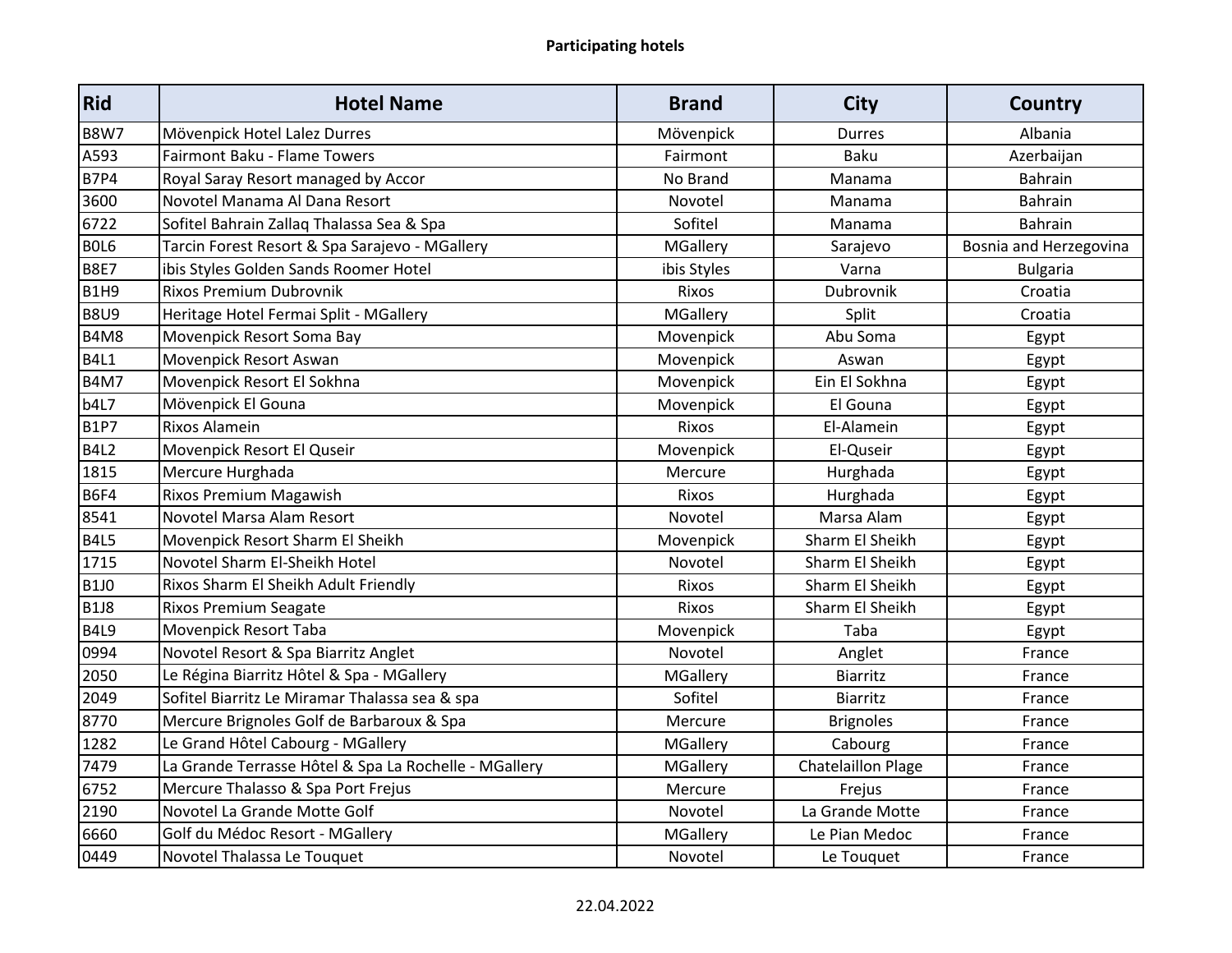**Participating hotels**

| Rid | Hotel Name | Brand | City | Country |
|---|---|---|---|---|
| B8W7 | Mövenpick Hotel Lalez Durres | Mövenpick | Durres | Albania |
| A593 | Fairmont Baku - Flame Towers | Fairmont | Baku | Azerbaijan |
| B7P4 | Royal Saray Resort managed by Accor | No Brand | Manama | Bahrain |
| 3600 | Novotel Manama Al Dana Resort | Novotel | Manama | Bahrain |
| 6722 | Sofitel Bahrain Zallaq Thalassa Sea & Spa | Sofitel | Manama | Bahrain |
| B0L6 | Tarcin Forest Resort & Spa Sarajevo - MGallery | MGallery | Sarajevo | Bosnia and Herzegovina |
| B8E7 | ibis Styles Golden Sands Roomer Hotel | ibis Styles | Varna | Bulgaria |
| B1H9 | Rixos Premium Dubrovnik | Rixos | Dubrovnik | Croatia |
| B8U9 | Heritage Hotel Fermai Split - MGallery | MGallery | Split | Croatia |
| B4M8 | Movenpick Resort Soma Bay | Movenpick | Abu Soma | Egypt |
| B4L1 | Movenpick Resort Aswan | Movenpick | Aswan | Egypt |
| B4M7 | Movenpick Resort El Sokhna | Movenpick | Ein El Sokhna | Egypt |
| b4L7 | Mövenpick El Gouna | Movenpick | El Gouna | Egypt |
| B1P7 | Rixos Alamein | Rixos | El-Alamein | Egypt |
| B4L2 | Movenpick Resort El Quseir | Movenpick | El-Quseir | Egypt |
| 1815 | Mercure Hurghada | Mercure | Hurghada | Egypt |
| B6F4 | Rixos Premium Magawish | Rixos | Hurghada | Egypt |
| 8541 | Novotel Marsa Alam Resort | Novotel | Marsa Alam | Egypt |
| B4L5 | Movenpick Resort Sharm El Sheikh | Movenpick | Sharm El Sheikh | Egypt |
| 1715 | Novotel Sharm El-Sheikh Hotel | Novotel | Sharm El Sheikh | Egypt |
| B1J0 | Rixos Sharm El Sheikh Adult Friendly | Rixos | Sharm El Sheikh | Egypt |
| B1J8 | Rixos Premium Seagate | Rixos | Sharm El Sheikh | Egypt |
| B4L9 | Movenpick Resort Taba | Movenpick | Taba | Egypt |
| 0994 | Novotel Resort & Spa Biarritz Anglet | Novotel | Anglet | France |
| 2050 | Le Régina Biarritz Hôtel & Spa - MGallery | MGallery | Biarritz | France |
| 2049 | Sofitel Biarritz Le Miramar Thalassa sea & spa | Sofitel | Biarritz | France |
| 8770 | Mercure Brignoles Golf de Barbaroux & Spa | Mercure | Brignoles | France |
| 1282 | Le Grand Hôtel Cabourg - MGallery | MGallery | Cabourg | France |
| 7479 | La Grande Terrasse Hôtel & Spa La Rochelle - MGallery | MGallery | Chatelaillon Plage | France |
| 6752 | Mercure Thalasso & Spa Port Frejus | Mercure | Frejus | France |
| 2190 | Novotel La Grande Motte Golf | Novotel | La Grande Motte | France |
| 6660 | Golf du Médoc Resort - MGallery | MGallery | Le Pian Medoc | France |
| 0449 | Novotel Thalassa Le Touquet | Novotel | Le Touquet | France |

22.04.2022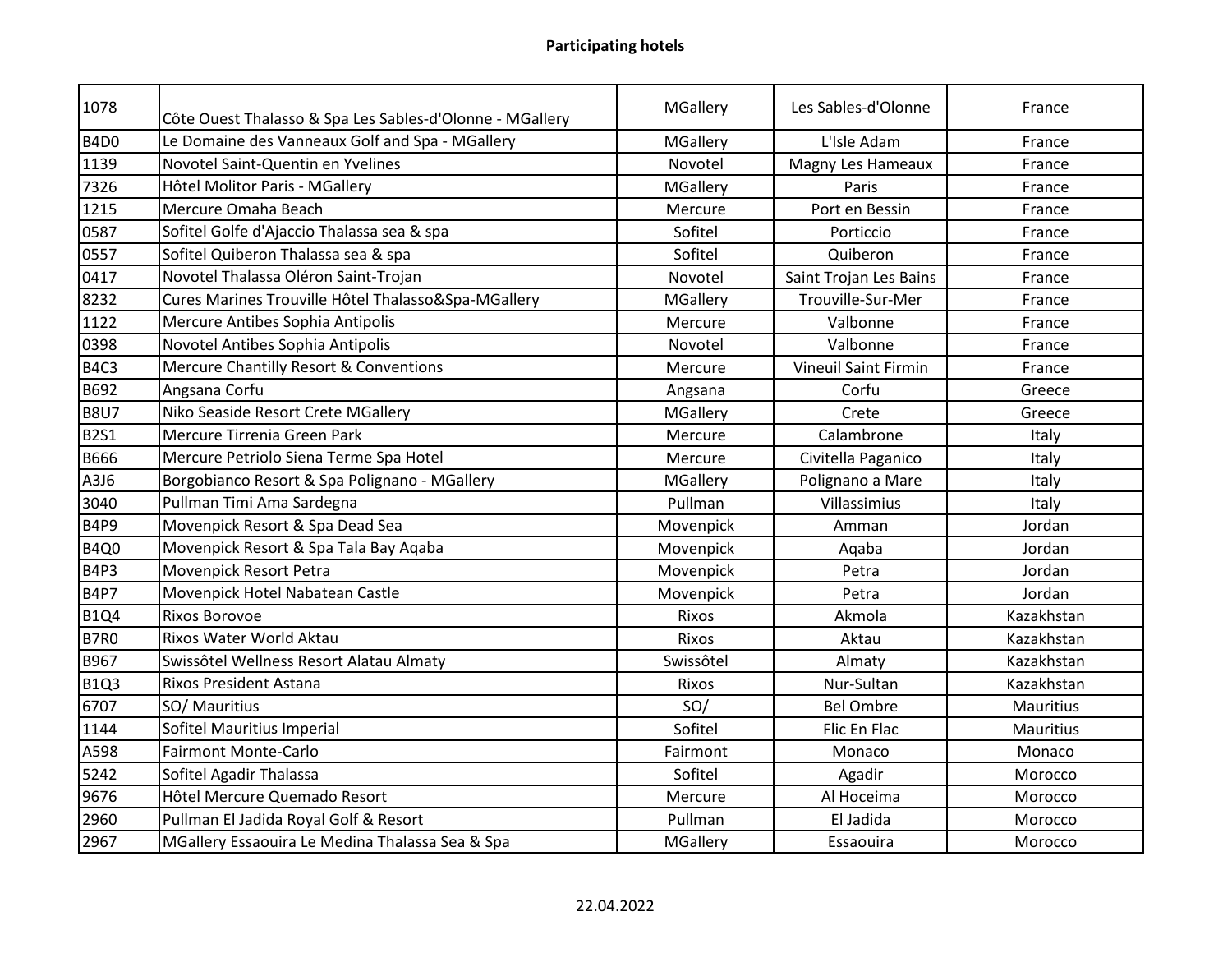**Participating hotels**

| | | | | |
|---|---|---|---|---|
| 1078 | Côte Ouest Thalasso & Spa Les Sables-d'Olonne - MGallery | MGallery | Les Sables-d'Olonne | France |
| B4D0 | Le Domaine des Vanneaux Golf and Spa - MGallery | MGallery | L'Isle Adam | France |
| 1139 | Novotel Saint-Quentin en Yvelines | Novotel | Magny Les Hameaux | France |
| 7326 | Hôtel Molitor Paris - MGallery | MGallery | Paris | France |
| 1215 | Mercure Omaha Beach | Mercure | Port en Bessin | France |
| 0587 | Sofitel Golfe d'Ajaccio Thalassa sea & spa | Sofitel | Porticcio | France |
| 0557 | Sofitel Quiberon Thalassa sea & spa | Sofitel | Quiberon | France |
| 0417 | Novotel Thalassa Oléron Saint-Trojan | Novotel | Saint Trojan Les Bains | France |
| 8232 | Cures Marines Trouville Hôtel Thalasso&Spa-MGallery | MGallery | Trouville-Sur-Mer | France |
| 1122 | Mercure Antibes Sophia Antipolis | Mercure | Valbonne | France |
| 0398 | Novotel Antibes Sophia Antipolis | Novotel | Valbonne | France |
| B4C3 | Mercure Chantilly Resort & Conventions | Mercure | Vineuil Saint Firmin | France |
| B692 | Angsana Corfu | Angsana | Corfu | Greece |
| B8U7 | Niko Seaside Resort Crete MGallery | MGallery | Crete | Greece |
| B2S1 | Mercure Tirrenia Green Park | Mercure | Calambrone | Italy |
| B666 | Mercure Petriolo Siena Terme Spa Hotel | Mercure | Civitella Paganico | Italy |
| A3J6 | Borgobianco Resort & Spa Polignano - MGallery | MGallery | Polignano a Mare | Italy |
| 3040 | Pullman Timi Ama Sardegna | Pullman | Villassimius | Italy |
| B4P9 | Movenpick Resort & Spa Dead Sea | Movenpick | Amman | Jordan |
| B4Q0 | Movenpick Resort & Spa Tala Bay Aqaba | Movenpick | Aqaba | Jordan |
| B4P3 | Movenpick Resort Petra | Movenpick | Petra | Jordan |
| B4P7 | Movenpick Hotel Nabatean Castle | Movenpick | Petra | Jordan |
| B1Q4 | Rixos Borovoe | Rixos | Akmola | Kazakhstan |
| B7R0 | Rixos Water World Aktau | Rixos | Aktau | Kazakhstan |
| B967 | Swissôtel Wellness Resort Alatau Almaty | Swissôtel | Almaty | Kazakhstan |
| B1Q3 | Rixos President Astana | Rixos | Nur-Sultan | Kazakhstan |
| 6707 | SO/ Mauritius | SO/ | Bel Ombre | Mauritius |
| 1144 | Sofitel Mauritius Imperial | Sofitel | Flic En Flac | Mauritius |
| A598 | Fairmont Monte-Carlo | Fairmont | Monaco | Monaco |
| 5242 | Sofitel Agadir Thalassa | Sofitel | Agadir | Morocco |
| 9676 | Hôtel Mercure Quemado Resort | Mercure | Al Hoceima | Morocco |
| 2960 | Pullman El Jadida Royal Golf & Resort | Pullman | El Jadida | Morocco |
| 2967 | MGallery Essaouira Le Medina Thalassa Sea & Spa | MGallery | Essaouira | Morocco |

22.04.2022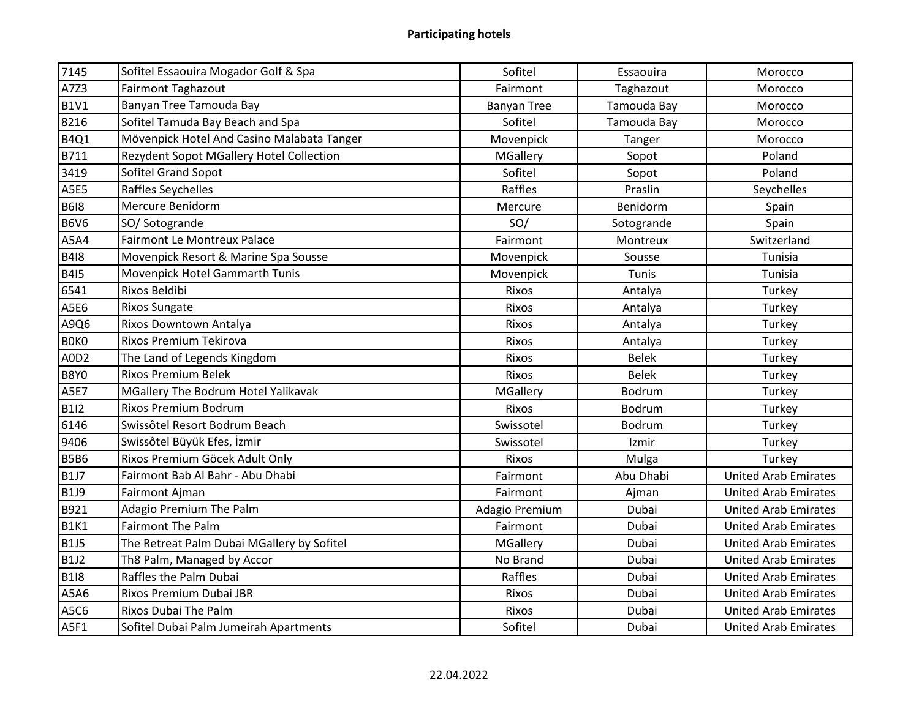**Participating hotels**

| | | | | |
|---|---|---|---|---|
| 7145 | Sofitel Essaouira Mogador Golf & Spa | Sofitel | Essaouira | Morocco |
| A7Z3 | Fairmont Taghazout | Fairmont | Taghazout | Morocco |
| B1V1 | Banyan Tree Tamouda Bay | Banyan Tree | Tamouda Bay | Morocco |
| 8216 | Sofitel Tamuda Bay Beach and Spa | Sofitel | Tamouda Bay | Morocco |
| B4Q1 | Mövenpick Hotel And Casino Malabata Tanger | Movenpick | Tanger | Morocco |
| B711 | Rezydent Sopot MGallery Hotel Collection | MGallery | Sopot | Poland |
| 3419 | Sofitel Grand Sopot | Sofitel | Sopot | Poland |
| A5E5 | Raffles Seychelles | Raffles | Praslin | Seychelles |
| B6I8 | Mercure Benidorm | Mercure | Benidorm | Spain |
| B6V6 | SO/ Sotogrande | SO/ | Sotogrande | Spain |
| A5A4 | Fairmont Le Montreux Palace | Fairmont | Montreux | Switzerland |
| B4I8 | Movenpick Resort & Marine Spa Sousse | Movenpick | Sousse | Tunisia |
| B4I5 | Movenpick Hotel Gammarth Tunis | Movenpick | Tunis | Tunisia |
| 6541 | Rixos Beldibi | Rixos | Antalya | Turkey |
| A5E6 | Rixos Sungate | Rixos | Antalya | Turkey |
| A9Q6 | Rixos Downtown Antalya | Rixos | Antalya | Turkey |
| B0K0 | Rixos Premium Tekirova | Rixos | Antalya | Turkey |
| A0D2 | The Land of Legends Kingdom | Rixos | Belek | Turkey |
| B8Y0 | Rixos Premium Belek | Rixos | Belek | Turkey |
| A5E7 | MGallery The Bodrum Hotel Yalikavak | MGallery | Bodrum | Turkey |
| B1I2 | Rixos Premium Bodrum | Rixos | Bodrum | Turkey |
| 6146 | Swissôtel Resort Bodrum Beach | Swissotel | Bodrum | Turkey |
| 9406 | Swissôtel Büyük Efes, İzmir | Swissotel | Izmir | Turkey |
| B5B6 | Rixos Premium Göcek Adult Only | Rixos | Mulga | Turkey |
| B1J7 | Fairmont Bab Al Bahr - Abu Dhabi | Fairmont | Abu Dhabi | United Arab Emirates |
| B1J9 | Fairmont Ajman | Fairmont | Ajman | United Arab Emirates |
| B921 | Adagio Premium The Palm | Adagio Premium | Dubai | United Arab Emirates |
| B1K1 | Fairmont The Palm | Fairmont | Dubai | United Arab Emirates |
| B1J5 | The Retreat Palm Dubai MGallery by Sofitel | MGallery | Dubai | United Arab Emirates |
| B1J2 | Th8 Palm, Managed by Accor | No Brand | Dubai | United Arab Emirates |
| B1I8 | Raffles the Palm Dubai | Raffles | Dubai | United Arab Emirates |
| A5A6 | Rixos Premium Dubai JBR | Rixos | Dubai | United Arab Emirates |
| A5C6 | Rixos Dubai The Palm | Rixos | Dubai | United Arab Emirates |
| A5F1 | Sofitel Dubai Palm Jumeirah Apartments | Sofitel | Dubai | United Arab Emirates |

22.04.2022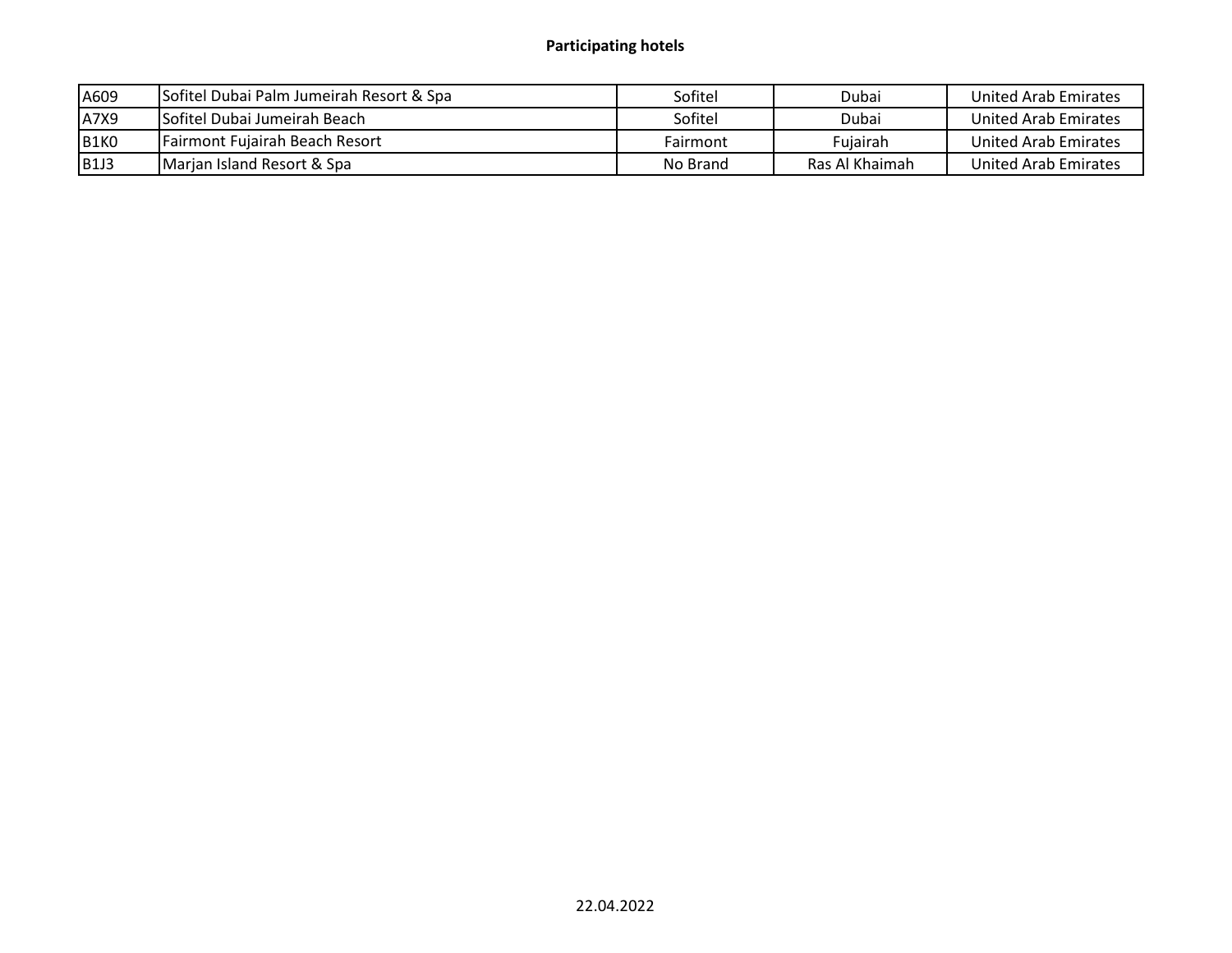**Participating hotels**

| | | | | |
|---|---|---|---|---|
| A609 | Sofitel Dubai Palm Jumeirah Resort & Spa | Sofitel | Dubai | United Arab Emirates |
| A7X9 | Sofitel Dubai Jumeirah Beach | Sofitel | Dubai | United Arab Emirates |
| B1K0 | Fairmont Fujairah Beach Resort | Fairmont | Fujairah | United Arab Emirates |
| B1J3 | Marjan Island Resort & Spa | No Brand | Ras Al Khaimah | United Arab Emirates |

22.04.2022